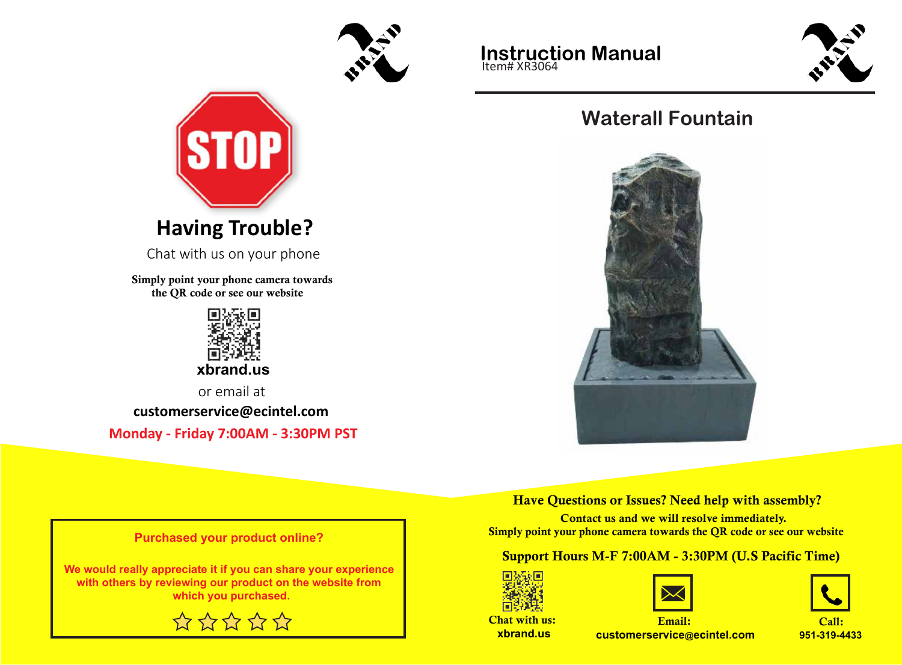# STOP

## Having Trouble?

Chat with us on your phone

**Simply point your phone camera towards the QR code or see our website**

**xbrand.us**

or email at

**customerservice@ecintel.com**

**Monday - Friday 7:00AM - 3:30PM PST**

**Purchased your product online?**

**We would really appreciate it if you can share your experience with others by reviewing our product on the website from which you purchased.**

☆ ☆ ☆ ☆ ☆

# Instruction Manual

Item# XR3064

## Waterall Fountain

**Have Questions or Issues? Need help with assembly?**

**Contact us and we will resolve immediately.**

**Simply point your phone camera towards the QR code or see our website**

**Support Hours M-F 7:00AM - 3:30PM (U.S Pacific Time)**

**Chat with us:** xbrand.us

**Email:** customerservice@ecintel.com

**Call:** 951-319-4433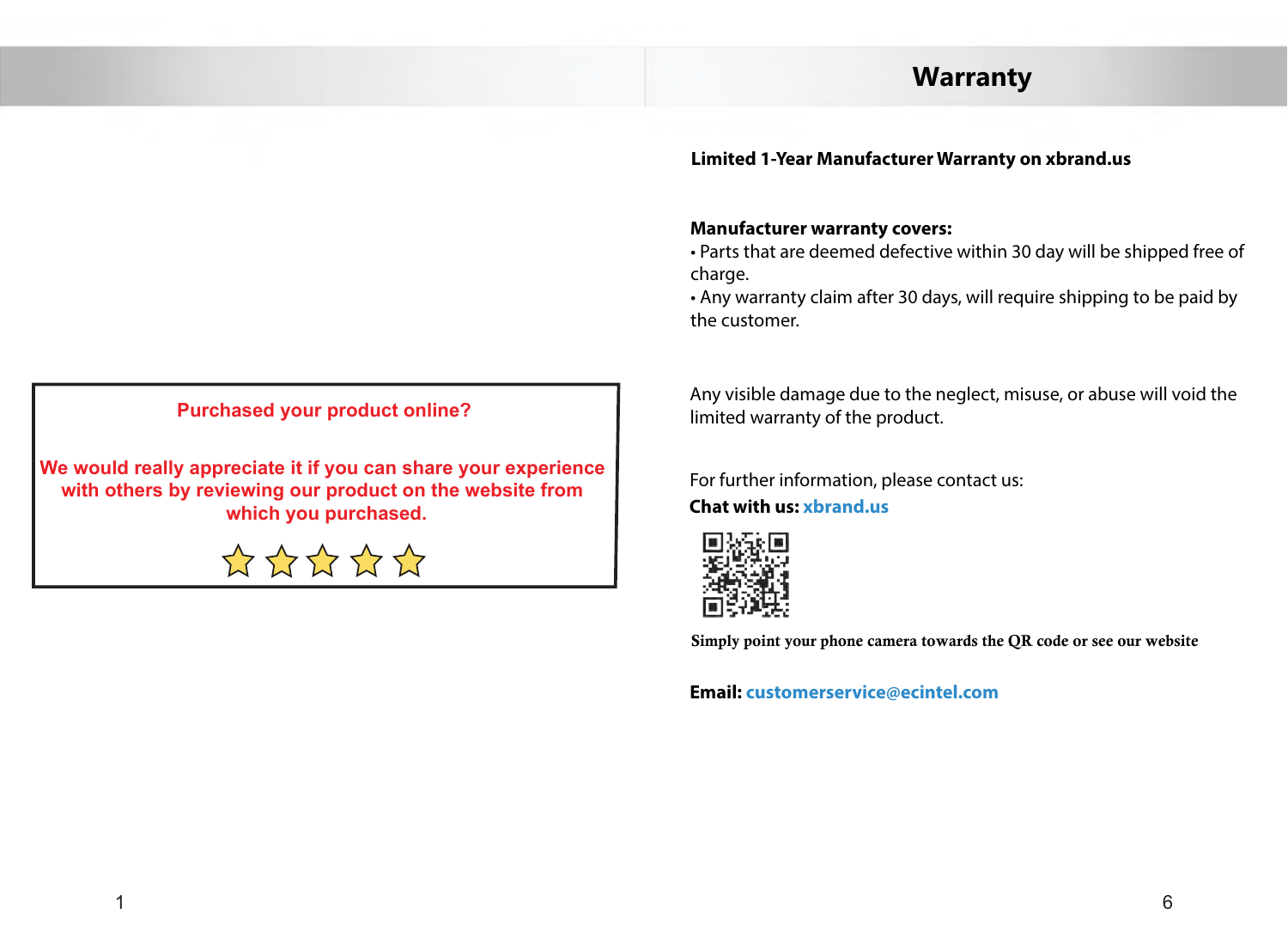**Purchased your product online?**

**We would really appreciate it if you can share your experience with others by reviewing our product on the website from which you purchased.**

☆ ☆ ☆ ☆ ☆

# Warranty

**Limited 1-Year Manufacturer Warranty on xbrand.us**

**Manufacturer warranty covers:**

- Parts that are deemed defective within 30 day will be shipped free of charge.
- Any warranty claim after 30 days, will require shipping to be paid by the customer.

Any visible damage due to the neglect, misuse, or abuse will void the limited warranty of the product.

For further information, please contact us:

**Chat with us:** xbrand.us

**Simply point your phone camera towards the QR code or see our website**

**Email:** customerservice@ecintel.com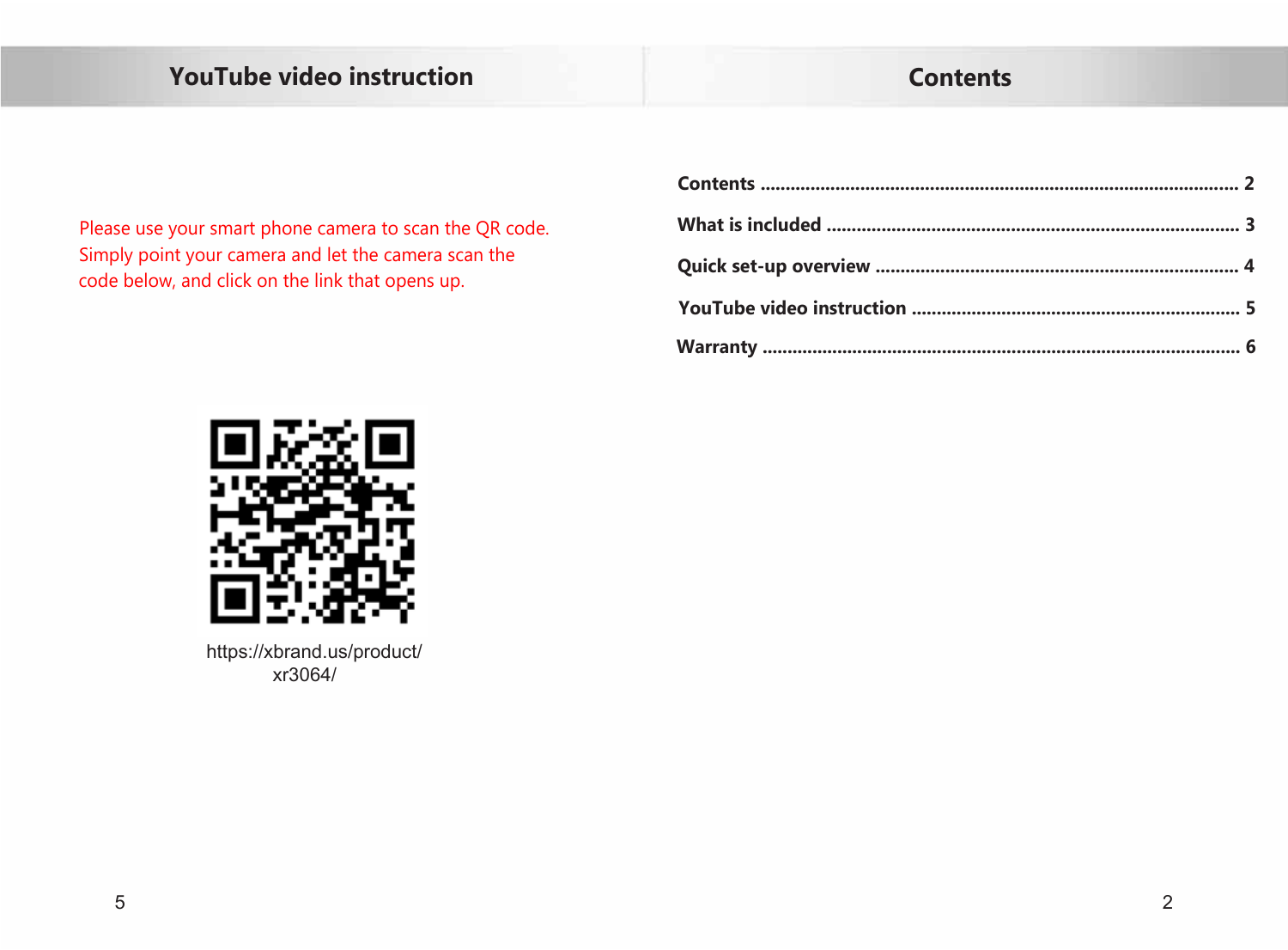## YouTube video instruction

Please use your smart phone camera to scan the QR code. Simply point your camera and let the camera scan the code below, and click on the link that opens up.

https://xbrand.us/product/xr3064/

## Contents

**Contents** ........................................................................................ **2**

**What is included** ............................................................................ **3**

**Quick set-up overview** .................................................................... **4**

**YouTube video instruction** ............................................................. **5**

**Warranty** ......................................................................................... **6**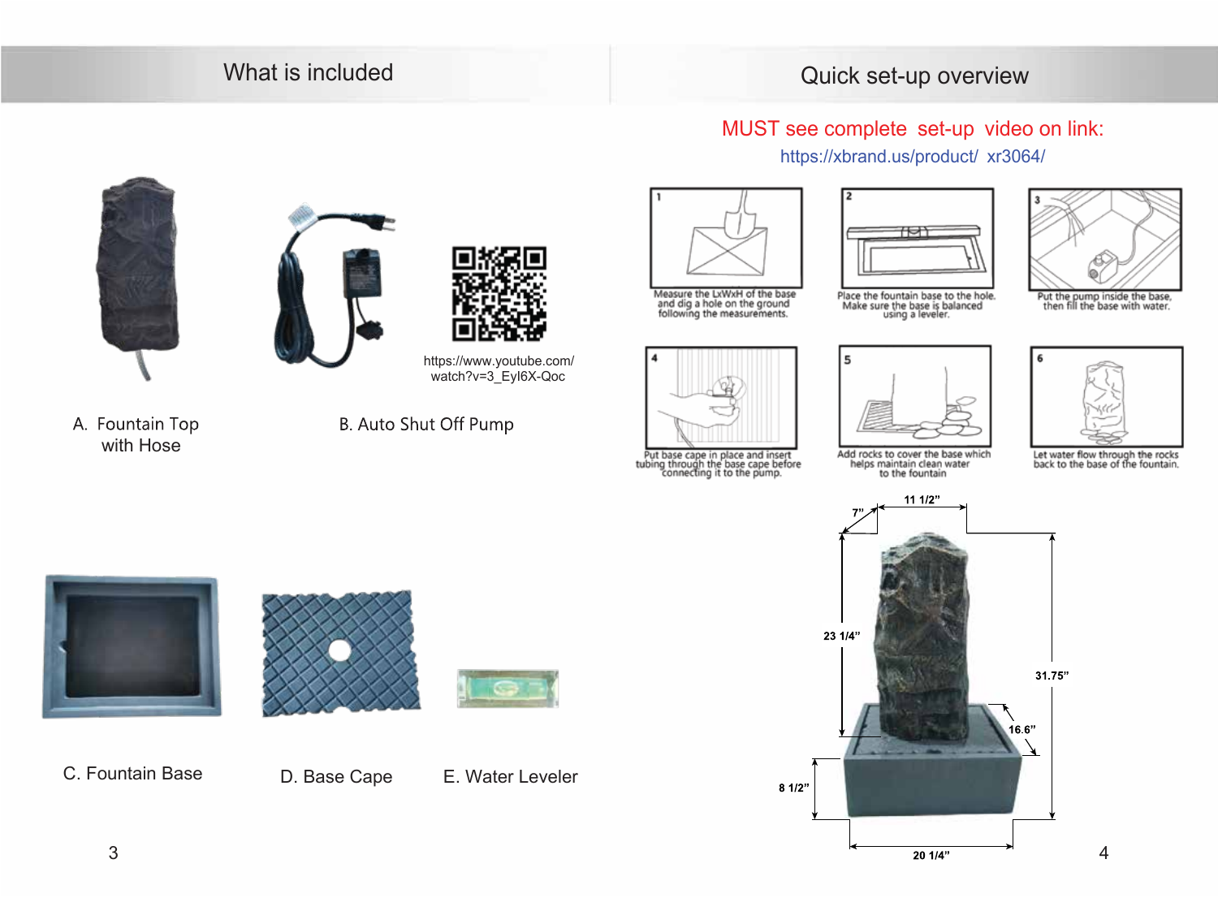## What is included

https://www.youtube.com/watch?v=3_EyI6X-Qoc

A. Fountain Top with Hose

B. Auto Shut Off Pump

C. Fountain Base

D. Base Cape

E. Water Leveler

## Quick set-up overview

MUST see complete set-up video on link:
https://xbrand.us/product/ xr3064/

1. Measure the LxWxH of the base and dig a hole on the ground following the measurements.

2. Place the fountain base to the hole. Make sure the base is balanced using a leveler.

3. Put the pump inside the base, then fill the base with water.

4. Put base cape in place and insert tubing through the base cape before connecting it to the pump.

5. Add rocks to cover the base which helps maintain clean water to the fountain.

6. Let water flow through the rocks back to the base of the fountain.

11 1/2"
7"
23 1/4"
31.75"
16.6"
8 1/2"
20 1/4"